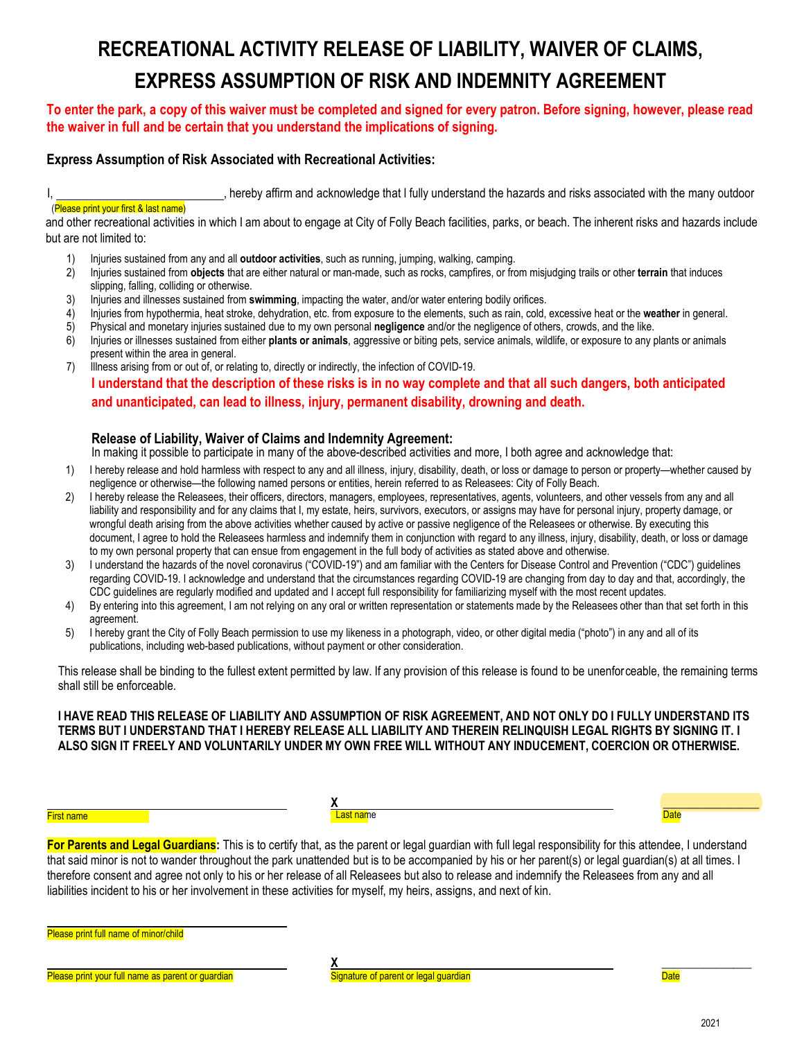# RECREATIONAL ACTIVITY RELEASE OF LIABILITY, WAIVER OF CLAIMS, EXPRESS ASSUMPTION OF RISK AND INDEMNITY AGREEMENT

**To enter the park, a copy of this waiver must be completed and signed for every patron. Before signing, however, please read the waiver in full and be certain that you understand the implications of signing.**

### Express Assumption of Risk Associated with Recreational Activities:

I, ____________________________, hereby affirm and acknowledge that I fully understand the hazards and risks associated with the many outdoor
(Please print your first & last name)

and other recreational activities in which I am about to engage at City of Folly Beach facilities, parks, or beach. The inherent risks and hazards include but are not limited to:

1) Injuries sustained from any and all **outdoor activities**, such as running, jumping, walking, camping.
2) Injuries sustained from **objects** that are either natural or man-made, such as rocks, campfires, or from misjudging trails or other **terrain** that induces slipping, falling, colliding or otherwise.
3) Injuries and illnesses sustained from **swimming**, impacting the water, and/or water entering bodily orifices.
4) Injuries from hypothermia, heat stroke, dehydration, etc. from exposure to the elements, such as rain, cold, excessive heat or the **weather** in general.
5) Physical and monetary injuries sustained due to my own personal **negligence** and/or the negligence of others, crowds, and the like.
6) Injuries or illnesses sustained from either **plants or animals**, aggressive or biting pets, service animals, wildlife, or exposure to any plants or animals present within the area in general.
7) Illness arising from or out of, or relating to, directly or indirectly, the infection of COVID-19.

**I understand that the description of these risks is in no way complete and that all such dangers, both anticipated and unanticipated, can lead to illness, injury, permanent disability, drowning and death.**

### Release of Liability, Waiver of Claims and Indemnity Agreement:

In making it possible to participate in many of the above-described activities and more, I both agree and acknowledge that:

1) I hereby release and hold harmless with respect to any and all illness, injury, disability, death, or loss or damage to person or property—whether caused by negligence or otherwise—the following named persons or entities, herein referred to as Releasees: City of Folly Beach.
2) I hereby release the Releasees, their officers, directors, managers, employees, representatives, agents, volunteers, and other vessels from any and all liability and responsibility and for any claims that I, my estate, heirs, survivors, executors, or assigns may have for personal injury, property damage, or wrongful death arising from the above activities whether caused by active or passive negligence of the Releasees or otherwise. By executing this document, I agree to hold the Releasees harmless and indemnify them in conjunction with regard to any illness, injury, disability, death, or loss or damage to my own personal property that can ensue from engagement in the full body of activities as stated above and otherwise.
3) I understand the hazards of the novel coronavirus ("COVID-19") and am familiar with the Centers for Disease Control and Prevention ("CDC") guidelines regarding COVID-19. I acknowledge and understand that the circumstances regarding COVID-19 are changing from day to day and that, accordingly, the CDC guidelines are regularly modified and updated and I accept full responsibility for familiarizing myself with the most recent updates.
4) By entering into this agreement, I am not relying on any oral or written representation or statements made by the Releasees other than that set forth in this agreement.
5) I hereby grant the City of Folly Beach permission to use my likeness in a photograph, video, or other digital media ("photo") in any and all of its publications, including web-based publications, without payment or other consideration.

This release shall be binding to the fullest extent permitted by law. If any provision of this release is found to be unenforceable, the remaining terms shall still be enforceable.

**I HAVE READ THIS RELEASE OF LIABILITY AND ASSUMPTION OF RISK AGREEMENT, AND NOT ONLY DO I FULLY UNDERSTAND ITS TERMS BUT I UNDERSTAND THAT I HEREBY RELEASE ALL LIABILITY AND THEREIN RELINQUISH LEGAL RIGHTS BY SIGNING IT. I ALSO SIGN IT FREELY AND VOLUNTARILY UNDER MY OWN FREE WILL WITHOUT ANY INDUCEMENT, COERCION OR OTHERWISE.**

______________________________ X ______________________________ ______________
First name | Last name | Date

**For Parents and Legal Guardians:** This is to certify that, as the parent or legal guardian with full legal responsibility for this attendee, I understand that said minor is not to wander throughout the park unattended but is to be accompanied by his or her parent(s) or legal guardian(s) at all times. I therefore consent and agree not only to his or her release of all Releasees but also to release and indemnify the Releasees from any and all liabilities incident to his or her involvement in these activities for myself, my heirs, assigns, and next of kin.

______________________________
Please print full name of minor/child

______________________________ X ______________________________ ______________
Please print your full name as parent or guardian | Signature of parent or legal guardian | Date

2021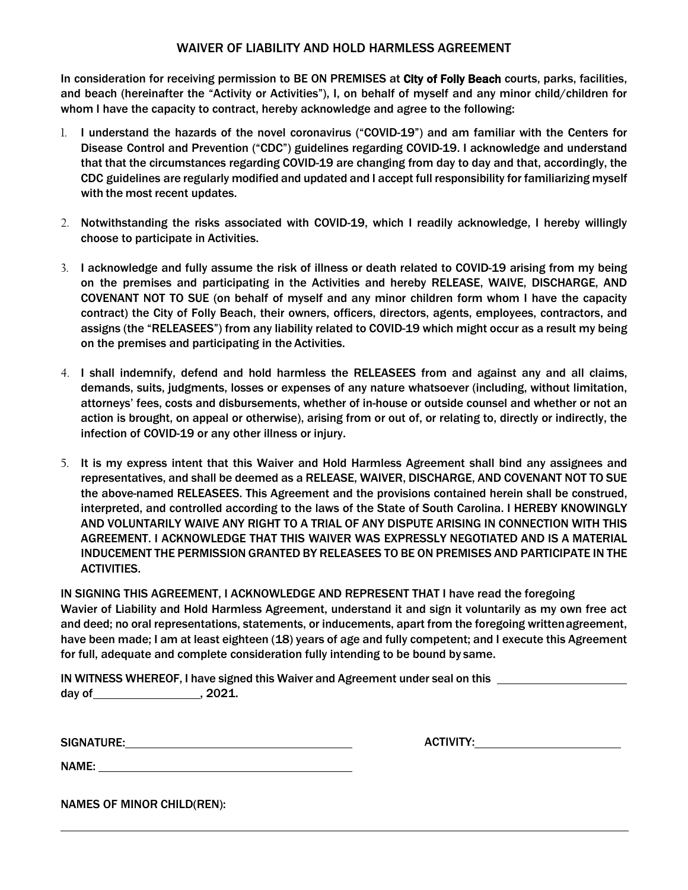# WAIVER OF LIABILITY AND HOLD HARMLESS AGREEMENT

In consideration for receiving permission to BE ON PREMISES at **City of Folly Beach** courts, parks, facilities, and beach (hereinafter the "Activity or Activities"), I, on behalf of myself and any minor child/children for whom I have the capacity to contract, hereby acknowledge and agree to the following:

1. I understand the hazards of the novel coronavirus ("COVID-19") and am familiar with the Centers for Disease Control and Prevention ("CDC") guidelines regarding COVID-19. I acknowledge and understand that that the circumstances regarding COVID-19 are changing from day to day and that, accordingly, the CDC guidelines are regularly modified and updated and I accept full responsibility for familiarizing myself with the most recent updates.

2. Notwithstanding the risks associated with COVID-19, which I readily acknowledge, I hereby willingly choose to participate in Activities.

3. I acknowledge and fully assume the risk of illness or death related to COVID-19 arising from my being on the premises and participating in the Activities and hereby RELEASE, WAIVE, DISCHARGE, AND COVENANT NOT TO SUE (on behalf of myself and any minor children form whom I have the capacity contract) the City of Folly Beach, their owners, officers, directors, agents, employees, contractors, and assigns (the "RELEASEES") from any liability related to COVID-19 which might occur as a result my being on the premises and participating in the Activities.

4. I shall indemnify, defend and hold harmless the RELEASEES from and against any and all claims, demands, suits, judgments, losses or expenses of any nature whatsoever (including, without limitation, attorneys' fees, costs and disbursements, whether of in-house or outside counsel and whether or not an action is brought, on appeal or otherwise), arising from or out of, or relating to, directly or indirectly, the infection of COVID-19 or any other illness or injury.

5. It is my express intent that this Waiver and Hold Harmless Agreement shall bind any assignees and representatives, and shall be deemed as a RELEASE, WAIVER, DISCHARGE, AND COVENANT NOT TO SUE the above-named RELEASEES. This Agreement and the provisions contained herein shall be construed, interpreted, and controlled according to the laws of the State of South Carolina. I HEREBY KNOWINGLY AND VOLUNTARILY WAIVE ANY RIGHT TO A TRIAL OF ANY DISPUTE ARISING IN CONNECTION WITH THIS AGREEMENT. I ACKNOWLEDGE THAT THIS WAIVER WAS EXPRESSLY NEGOTIATED AND IS A MATERIAL INDUCEMENT THE PERMISSION GRANTED BY RELEASEES TO BE ON PREMISES AND PARTICIPATE IN THE ACTIVITIES.

IN SIGNING THIS AGREEMENT, I ACKNOWLEDGE AND REPRESENT THAT I have read the foregoing Wavier of Liability and Hold Harmless Agreement, understand it and sign it voluntarily as my own free act and deed; no oral representations, statements, or inducements, apart from the foregoing written agreement, have been made; I am at least eighteen (18) years of age and fully competent; and I execute this Agreement for full, adequate and complete consideration fully intending to be bound by same.

IN WITNESS WHEREOF, I have signed this Waiver and Agreement under seal on this ____________________ day of ________________, 2021.

SIGNATURE: ____________________________________ ACTIVITY: ______________________

NAME: ____________________________________

NAMES OF MINOR CHILD(REN):

______________________________________________________________________________